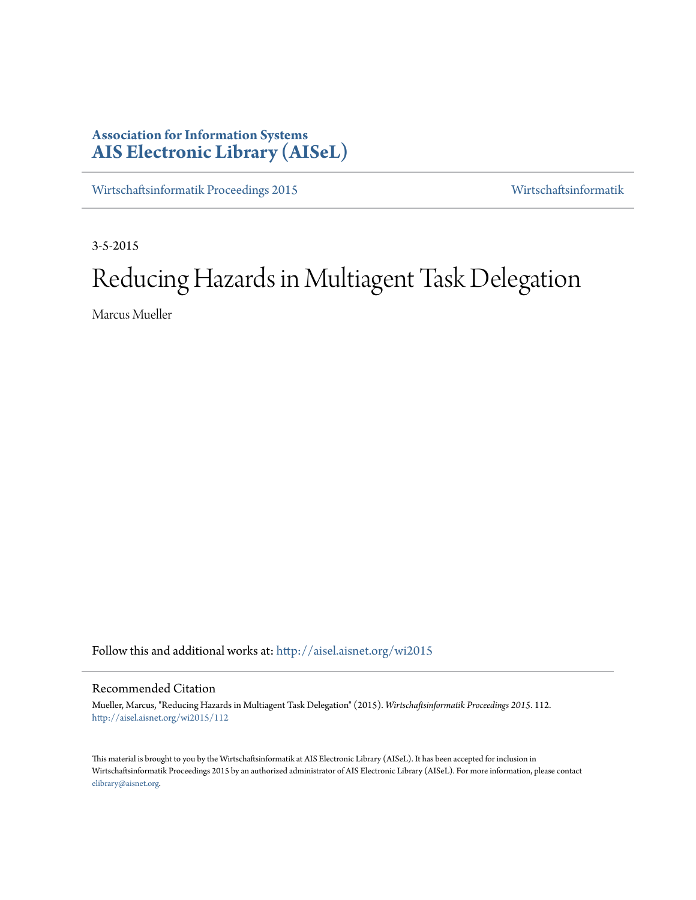**Association for Information Systems**
**AIS Electronic Library (AISeL)**

Wirtschaftsinformatik Proceedings 2015 Wirtschaftsinformatik

3-5-2015

# Reducing Hazards in Multiagent Task Delegation

Marcus Mueller

Follow this and additional works at: http://aisel.aisnet.org/wi2015

## Recommended Citation

Mueller, Marcus, "Reducing Hazards in Multiagent Task Delegation" (2015). *Wirtschaftsinformatik Proceedings 2015*. 112.
http://aisel.aisnet.org/wi2015/112

This material is brought to you by the Wirtschaftsinformatik at AIS Electronic Library (AISeL). It has been accepted for inclusion in Wirtschaftsinformatik Proceedings 2015 by an authorized administrator of AIS Electronic Library (AISeL). For more information, please contact elibrary@aisnet.org.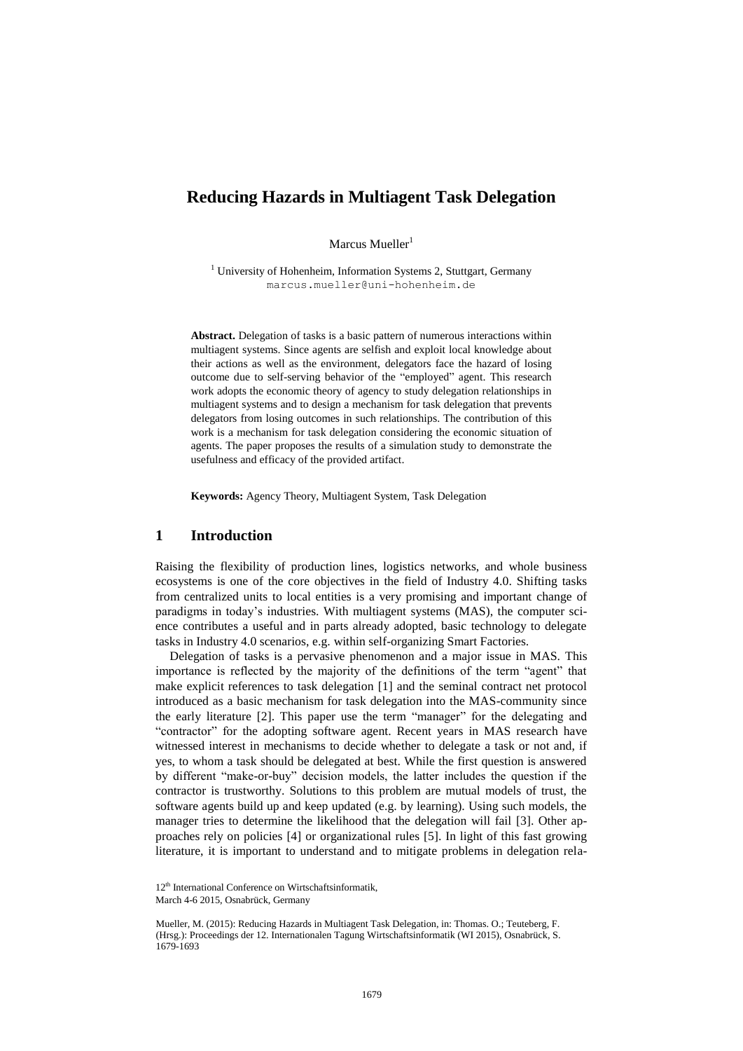# Reducing Hazards in Multiagent Task Delegation

Marcus Mueller[1]

[1] University of Hohenheim, Information Systems 2, Stuttgart, Germany
marcus.mueller@uni-hohenheim.de

**Abstract.** Delegation of tasks is a basic pattern of numerous interactions within multiagent systems. Since agents are selfish and exploit local knowledge about their actions as well as the environment, delegators face the hazard of losing outcome due to self-serving behavior of the "employed" agent. This research work adopts the economic theory of agency to study delegation relationships in multiagent systems and to design a mechanism for task delegation that prevents delegators from losing outcomes in such relationships. The contribution of this work is a mechanism for task delegation considering the economic situation of agents. The paper proposes the results of a simulation study to demonstrate the usefulness and efficacy of the provided artifact.

**Keywords:** Agency Theory, Multiagent System, Task Delegation

## 1 Introduction

Raising the flexibility of production lines, logistics networks, and whole business ecosystems is one of the core objectives in the field of Industry 4.0. Shifting tasks from centralized units to local entities is a very promising and important change of paradigms in today's industries. With multiagent systems (MAS), the computer science contributes a useful and in parts already adopted, basic technology to delegate tasks in Industry 4.0 scenarios, e.g. within self-organizing Smart Factories.

Delegation of tasks is a pervasive phenomenon and a major issue in MAS. This importance is reflected by the majority of the definitions of the term "agent" that make explicit references to task delegation [1] and the seminal contract net protocol introduced as a basic mechanism for task delegation into the MAS-community since the early literature [2]. This paper use the term "manager" for the delegating and "contractor" for the adopting software agent. Recent years in MAS research have witnessed interest in mechanisms to decide whether to delegate a task or not and, if yes, to whom a task should be delegated at best. While the first question is answered by different "make-or-buy" decision models, the latter includes the question if the contractor is trustworthy. Solutions to this problem are mutual models of trust, the software agents build up and keep updated (e.g. by learning). Using such models, the manager tries to determine the likelihood that the delegation will fail [3]. Other approaches rely on policies [4] or organizational rules [5]. In light of this fast growing literature, it is important to understand and to mitigate problems in delegation rela-

12th International Conference on Wirtschaftsinformatik,
March 4-6 2015, Osnabrück, Germany

Mueller, M. (2015): Reducing Hazards in Multiagent Task Delegation, in: Thomas. O.; Teuteberg, F. (Hrsg.): Proceedings der 12. Internationalen Tagung Wirtschaftsinformatik (WI 2015), Osnabrück, S. 1679-1693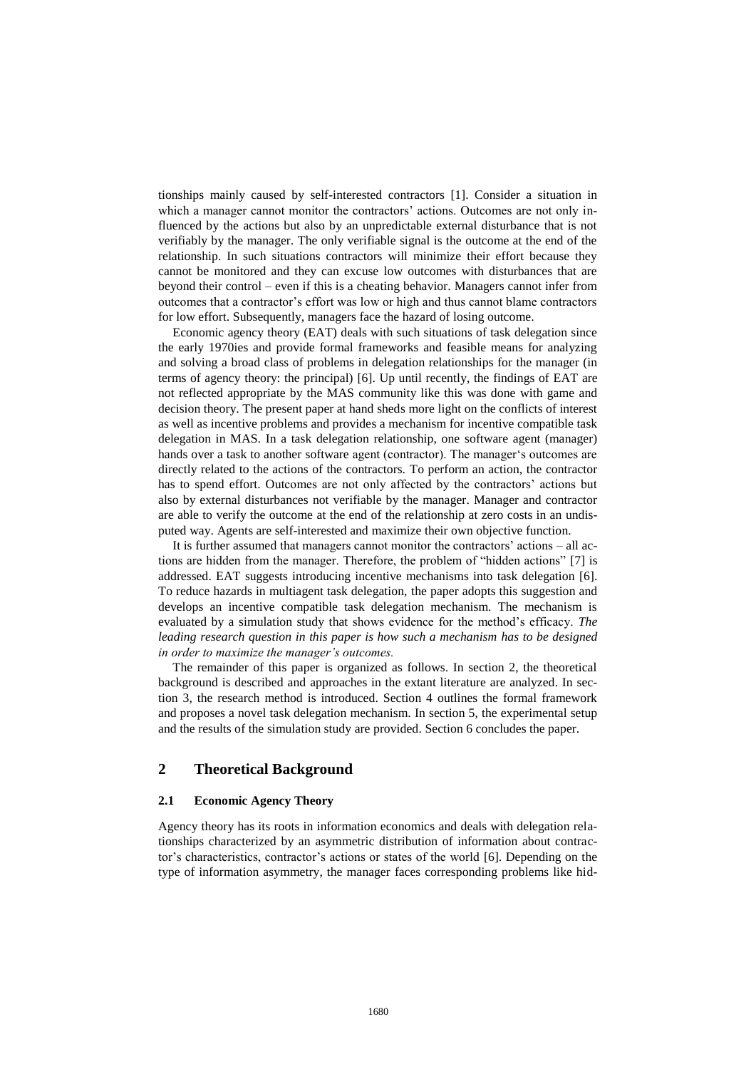tionships mainly caused by self-interested contractors [1]. Consider a situation in which a manager cannot monitor the contractors' actions. Outcomes are not only influenced by the actions but also by an unpredictable external disturbance that is not verifiably by the manager. The only verifiable signal is the outcome at the end of the relationship. In such situations contractors will minimize their effort because they cannot be monitored and they can excuse low outcomes with disturbances that are beyond their control – even if this is a cheating behavior. Managers cannot infer from outcomes that a contractor's effort was low or high and thus cannot blame contractors for low effort. Subsequently, managers face the hazard of losing outcome.

Economic agency theory (EAT) deals with such situations of task delegation since the early 1970ies and provide formal frameworks and feasible means for analyzing and solving a broad class of problems in delegation relationships for the manager (in terms of agency theory: the principal) [6]. Up until recently, the findings of EAT are not reflected appropriate by the MAS community like this was done with game and decision theory. The present paper at hand sheds more light on the conflicts of interest as well as incentive problems and provides a mechanism for incentive compatible task delegation in MAS. In a task delegation relationship, one software agent (manager) hands over a task to another software agent (contractor). The manager's outcomes are directly related to the actions of the contractors. To perform an action, the contractor has to spend effort. Outcomes are not only affected by the contractors' actions but also by external disturbances not verifiable by the manager. Manager and contractor are able to verify the outcome at the end of the relationship at zero costs in an undisputed way. Agents are self-interested and maximize their own objective function.

It is further assumed that managers cannot monitor the contractors' actions – all actions are hidden from the manager. Therefore, the problem of "hidden actions" [7] is addressed. EAT suggests introducing incentive mechanisms into task delegation [6]. To reduce hazards in multiagent task delegation, the paper adopts this suggestion and develops an incentive compatible task delegation mechanism. The mechanism is evaluated by a simulation study that shows evidence for the method's efficacy. *The leading research question in this paper is how such a mechanism has to be designed in order to maximize the manager's outcomes.*

The remainder of this paper is organized as follows. In section 2, the theoretical background is described and approaches in the extant literature are analyzed. In section 3, the research method is introduced. Section 4 outlines the formal framework and proposes a novel task delegation mechanism. In section 5, the experimental setup and the results of the simulation study are provided. Section 6 concludes the paper.

## 2 Theoretical Background

### 2.1 Economic Agency Theory

Agency theory has its roots in information economics and deals with delegation relationships characterized by an asymmetric distribution of information about contractor's characteristics, contractor's actions or states of the world [6]. Depending on the type of information asymmetry, the manager faces corresponding problems like hid-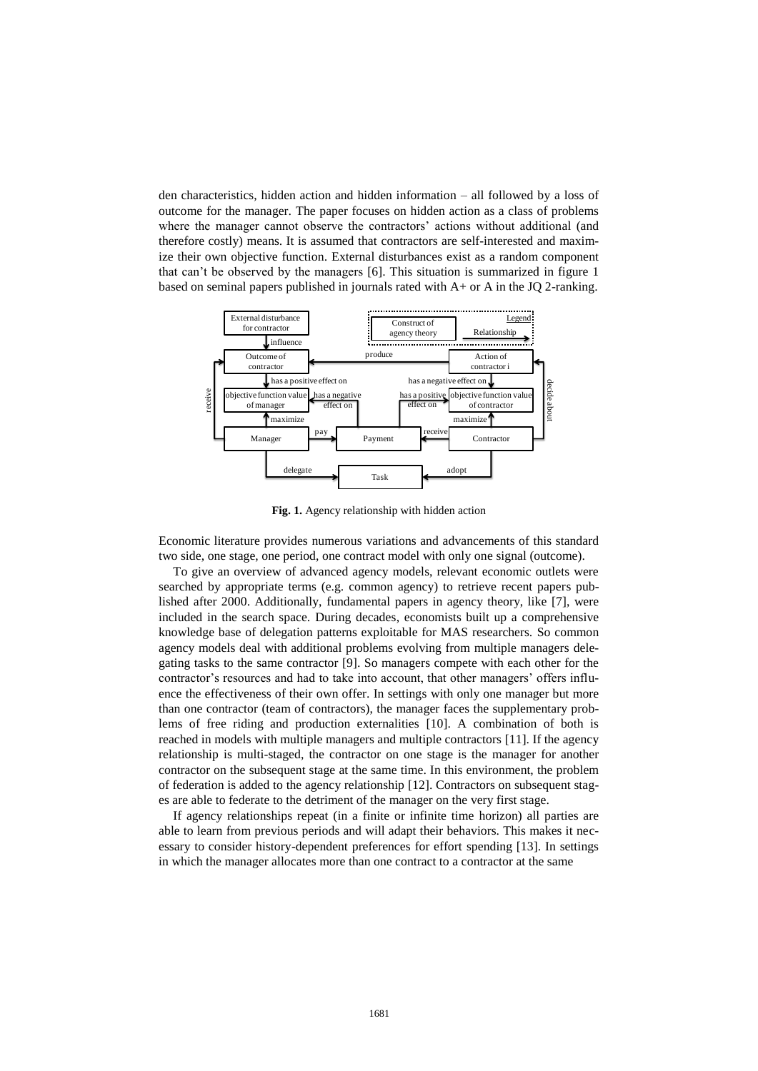den characteristics, hidden action and hidden information – all followed by a loss of outcome for the manager. The paper focuses on hidden action as a class of problems where the manager cannot observe the contractors' actions without additional (and therefore costly) means. It is assumed that contractors are self-interested and maximize their own objective function. External disturbances exist as a random component that can't be observed by the managers [6]. This situation is summarized in figure 1 based on seminal papers published in journals rated with A+ or A in the JQ 2-ranking.

**Fig. 1.** Agency relationship with hidden action

Economic literature provides numerous variations and advancements of this standard two side, one stage, one period, one contract model with only one signal (outcome).

To give an overview of advanced agency models, relevant economic outlets were searched by appropriate terms (e.g. common agency) to retrieve recent papers published after 2000. Additionally, fundamental papers in agency theory, like [7], were included in the search space. During decades, economists built up a comprehensive knowledge base of delegation patterns exploitable for MAS researchers. So common agency models deal with additional problems evolving from multiple managers delegating tasks to the same contractor [9]. So managers compete with each other for the contractor's resources and had to take into account, that other managers' offers influence the effectiveness of their own offer. In settings with only one manager but more than one contractor (team of contractors), the manager faces the supplementary problems of free riding and production externalities [10]. A combination of both is reached in models with multiple managers and multiple contractors [11]. If the agency relationship is multi-staged, the contractor on one stage is the manager for another contractor on the subsequent stage at the same time. In this environment, the problem of federation is added to the agency relationship [12]. Contractors on subsequent stages are able to federate to the detriment of the manager on the very first stage.

If agency relationships repeat (in a finite or infinite time horizon) all parties are able to learn from previous periods and will adapt their behaviors. This makes it necessary to consider history-dependent preferences for effort spending [13]. In settings in which the manager allocates more than one contract to a contractor at the same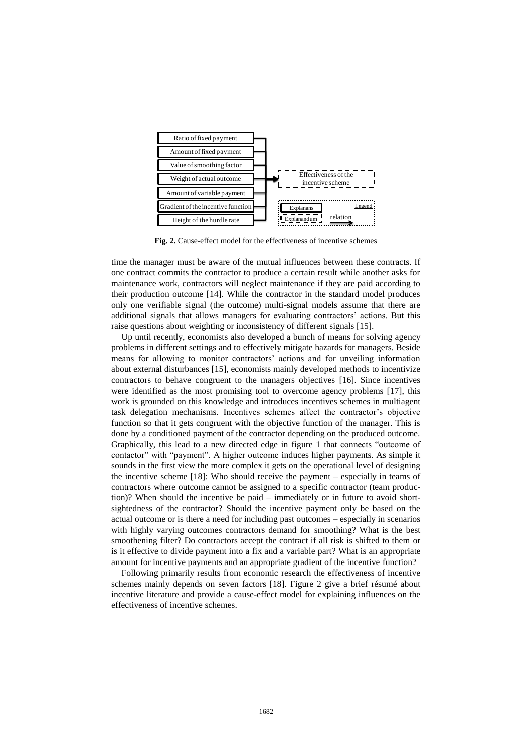Ratio of fixed payment

Amount of fixed payment

Value of smoothing factor

Weight of actual outcome

Amount of variable payment

Gradient of the incentive function

Height of the hurdle rate

Effectiveness of the incentive scheme

Legend: Explanans, Explanandum, relation

**Fig. 2.** Cause-effect model for the effectiveness of incentive schemes

time the manager must be aware of the mutual influences between these contracts. If one contract commits the contractor to produce a certain result while another asks for maintenance work, contractors will neglect maintenance if they are paid according to their production outcome [14]. While the contractor in the standard model produces only one verifiable signal (the outcome) multi-signal models assume that there are additional signals that allows managers for evaluating contractors' actions. But this raise questions about weighting or inconsistency of different signals [15].

Up until recently, economists also developed a bunch of means for solving agency problems in different settings and to effectively mitigate hazards for managers. Beside means for allowing to monitor contractors' actions and for unveiling information about external disturbances [15], economists mainly developed methods to incentivize contractors to behave congruent to the managers objectives [16]. Since incentives were identified as the most promising tool to overcome agency problems [17], this work is grounded on this knowledge and introduces incentives schemes in multiagent task delegation mechanisms. Incentives schemes affect the contractor's objective function so that it gets congruent with the objective function of the manager. This is done by a conditioned payment of the contractor depending on the produced outcome. Graphically, this lead to a new directed edge in figure 1 that connects "outcome of contactor" with "payment". A higher outcome induces higher payments. As simple it sounds in the first view the more complex it gets on the operational level of designing the incentive scheme [18]: Who should receive the payment – especially in teams of contractors where outcome cannot be assigned to a specific contractor (team production)? When should the incentive be paid – immediately or in future to avoid short-sightedness of the contractor? Should the incentive payment only be based on the actual outcome or is there a need for including past outcomes – especially in scenarios with highly varying outcomes contractors demand for smoothing? What is the best smoothening filter? Do contractors accept the contract if all risk is shifted to them or is it effective to divide payment into a fix and a variable part? What is an appropriate amount for incentive payments and an appropriate gradient of the incentive function?

Following primarily results from economic research the effectiveness of incentive schemes mainly depends on seven factors [18]. Figure 2 give a brief résumé about incentive literature and provide a cause-effect model for explaining influences on the effectiveness of incentive schemes.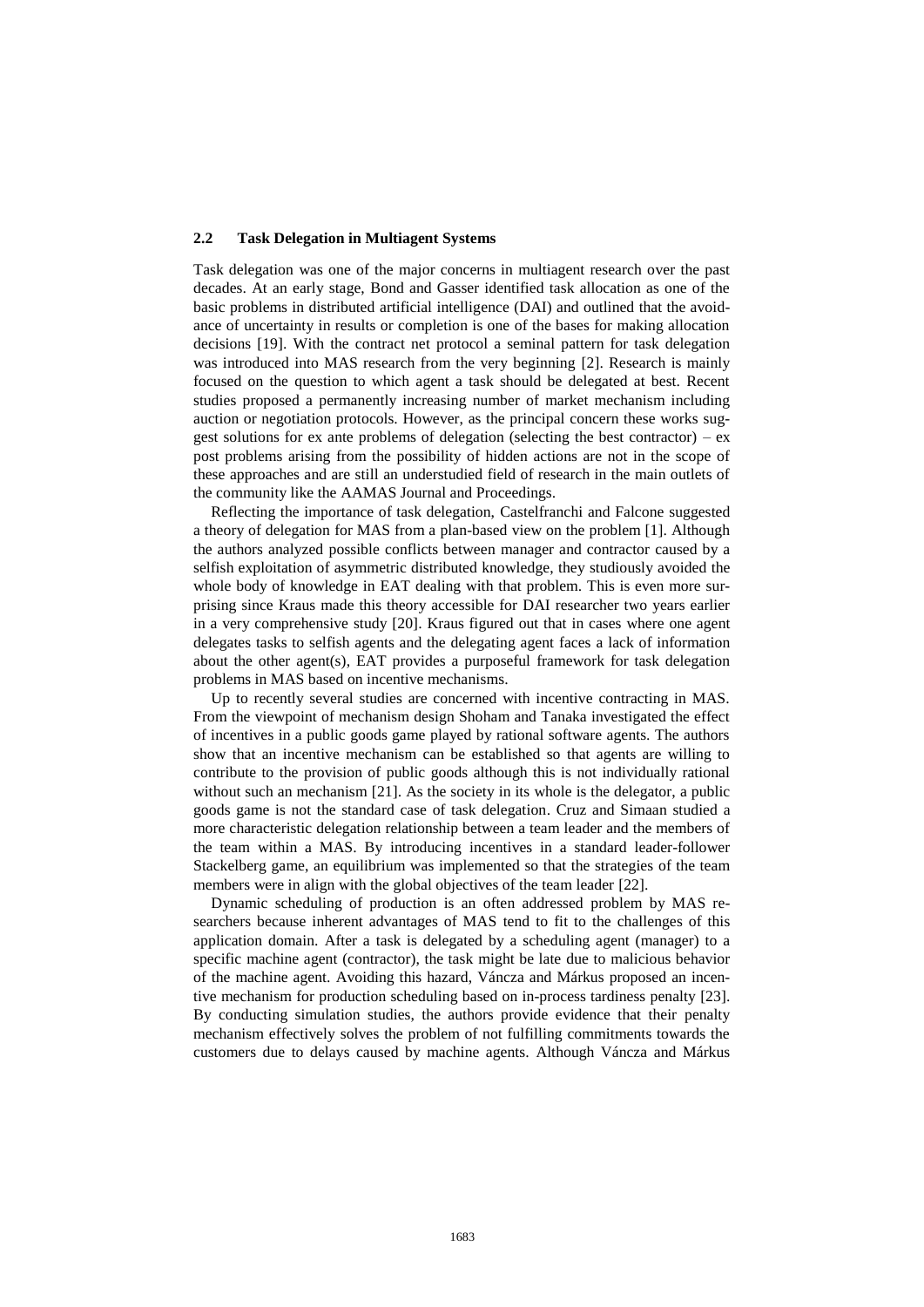### 2.2 Task Delegation in Multiagent Systems

Task delegation was one of the major concerns in multiagent research over the past decades. At an early stage, Bond and Gasser identified task allocation as one of the basic problems in distributed artificial intelligence (DAI) and outlined that the avoidance of uncertainty in results or completion is one of the bases for making allocation decisions [19]. With the contract net protocol a seminal pattern for task delegation was introduced into MAS research from the very beginning [2]. Research is mainly focused on the question to which agent a task should be delegated at best. Recent studies proposed a permanently increasing number of market mechanism including auction or negotiation protocols. However, as the principal concern these works suggest solutions for ex ante problems of delegation (selecting the best contractor) – ex post problems arising from the possibility of hidden actions are not in the scope of these approaches and are still an understudied field of research in the main outlets of the community like the AAMAS Journal and Proceedings.

Reflecting the importance of task delegation, Castelfranchi and Falcone suggested a theory of delegation for MAS from a plan-based view on the problem [1]. Although the authors analyzed possible conflicts between manager and contractor caused by a selfish exploitation of asymmetric distributed knowledge, they studiously avoided the whole body of knowledge in EAT dealing with that problem. This is even more surprising since Kraus made this theory accessible for DAI researcher two years earlier in a very comprehensive study [20]. Kraus figured out that in cases where one agent delegates tasks to selfish agents and the delegating agent faces a lack of information about the other agent(s), EAT provides a purposeful framework for task delegation problems in MAS based on incentive mechanisms.

Up to recently several studies are concerned with incentive contracting in MAS. From the viewpoint of mechanism design Shoham and Tanaka investigated the effect of incentives in a public goods game played by rational software agents. The authors show that an incentive mechanism can be established so that agents are willing to contribute to the provision of public goods although this is not individually rational without such an mechanism [21]. As the society in its whole is the delegator, a public goods game is not the standard case of task delegation. Cruz and Simaan studied a more characteristic delegation relationship between a team leader and the members of the team within a MAS. By introducing incentives in a standard leader-follower Stackelberg game, an equilibrium was implemented so that the strategies of the team members were in align with the global objectives of the team leader [22].

Dynamic scheduling of production is an often addressed problem by MAS researchers because inherent advantages of MAS tend to fit to the challenges of this application domain. After a task is delegated by a scheduling agent (manager) to a specific machine agent (contractor), the task might be late due to malicious behavior of the machine agent. Avoiding this hazard, Váncza and Márkus proposed an incentive mechanism for production scheduling based on in-process tardiness penalty [23]. By conducting simulation studies, the authors provide evidence that their penalty mechanism effectively solves the problem of not fulfilling commitments towards the customers due to delays caused by machine agents. Although Váncza and Márkus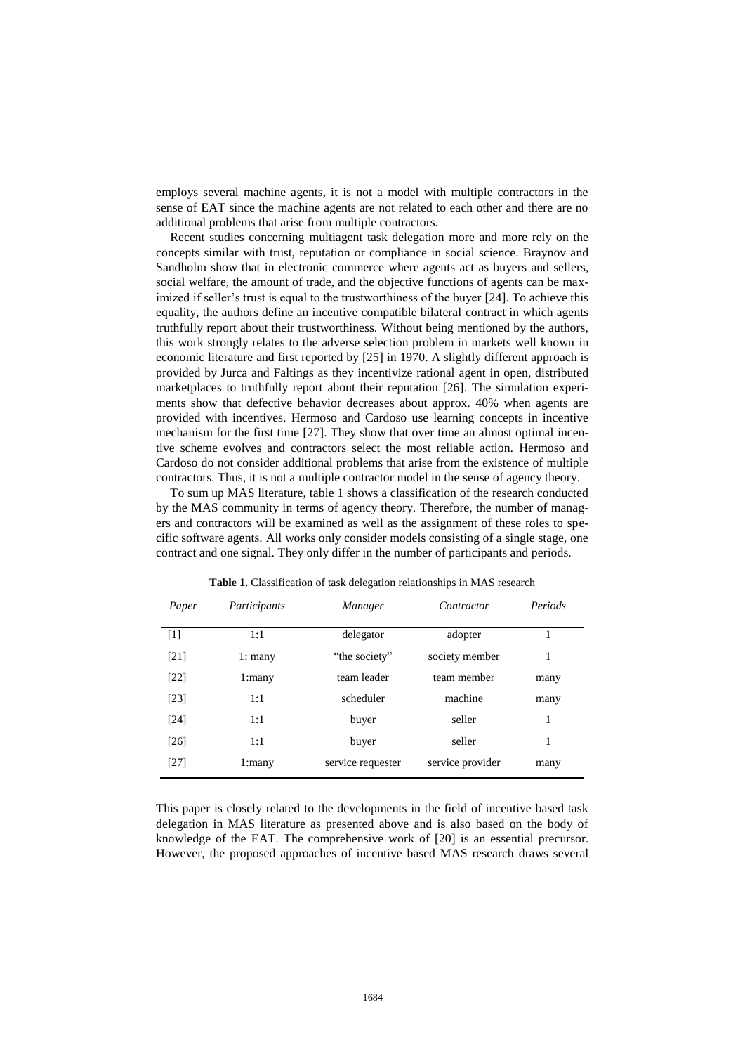employs several machine agents, it is not a model with multiple contractors in the sense of EAT since the machine agents are not related to each other and there are no additional problems that arise from multiple contractors.

Recent studies concerning multiagent task delegation more and more rely on the concepts similar with trust, reputation or compliance in social science. Braynov and Sandholm show that in electronic commerce where agents act as buyers and sellers, social welfare, the amount of trade, and the objective functions of agents can be maximized if seller's trust is equal to the trustworthiness of the buyer [24]. To achieve this equality, the authors define an incentive compatible bilateral contract in which agents truthfully report about their trustworthiness. Without being mentioned by the authors, this work strongly relates to the adverse selection problem in markets well known in economic literature and first reported by [25] in 1970. A slightly different approach is provided by Jurca and Faltings as they incentivize rational agent in open, distributed marketplaces to truthfully report about their reputation [26]. The simulation experiments show that defective behavior decreases about approx. 40% when agents are provided with incentives. Hermoso and Cardoso use learning concepts in incentive mechanism for the first time [27]. They show that over time an almost optimal incentive scheme evolves and contractors select the most reliable action. Hermoso and Cardoso do not consider additional problems that arise from the existence of multiple contractors. Thus, it is not a multiple contractor model in the sense of agency theory.

To sum up MAS literature, table 1 shows a classification of the research conducted by the MAS community in terms of agency theory. Therefore, the number of managers and contractors will be examined as well as the assignment of these roles to specific software agents. All works only consider models consisting of a single stage, one contract and one signal. They only differ in the number of participants and periods.

**Table 1.** Classification of task delegation relationships in MAS research

| *Paper* | *Participants* | *Manager* | *Contractor* | *Periods* |
|---|---|---|---|---|
| [1] | 1:1 | delegator | adopter | 1 |
| [21] | 1: many | "the society" | society member | 1 |
| [22] | 1:many | team leader | team member | many |
| [23] | 1:1 | scheduler | machine | many |
| [24] | 1:1 | buyer | seller | 1 |
| [26] | 1:1 | buyer | seller | 1 |
| [27] | 1:many | service requester | service provider | many |

This paper is closely related to the developments in the field of incentive based task delegation in MAS literature as presented above and is also based on the body of knowledge of the EAT. The comprehensive work of [20] is an essential precursor. However, the proposed approaches of incentive based MAS research draws several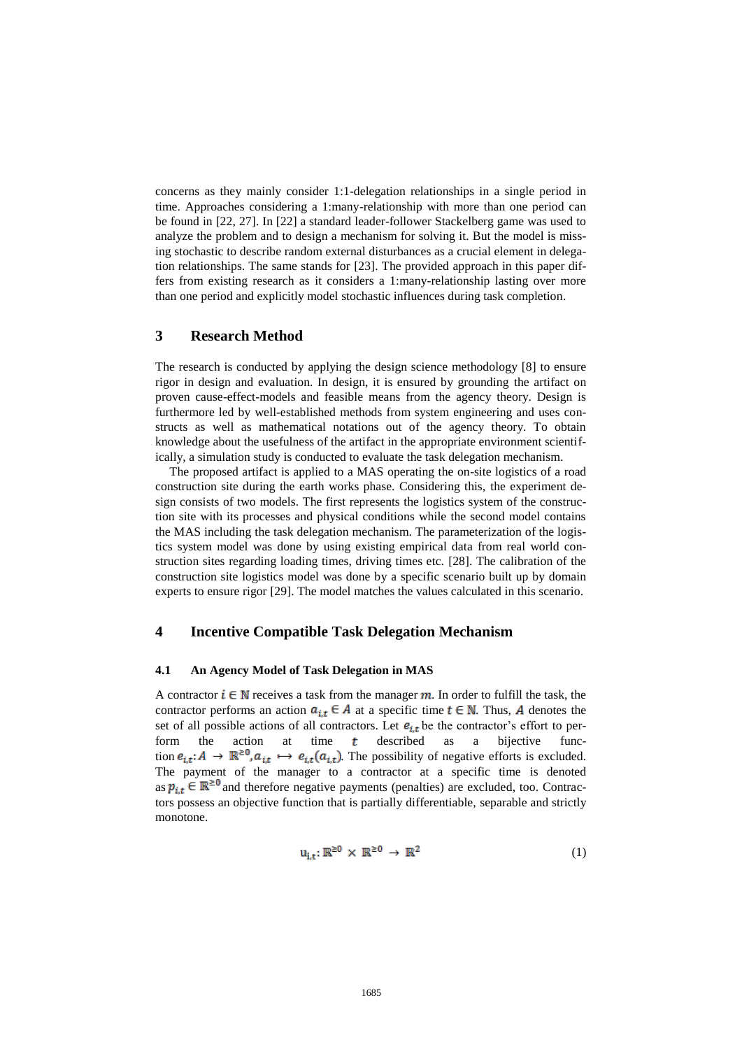concerns as they mainly consider 1:1-delegation relationships in a single period in time. Approaches considering a 1:many-relationship with more than one period can be found in [22, 27]. In [22] a standard leader-follower Stackelberg game was used to analyze the problem and to design a mechanism for solving it. But the model is missing stochastic to describe random external disturbances as a crucial element in delegation relationships. The same stands for [23]. The provided approach in this paper differs from existing research as it considers a 1:many-relationship lasting over more than one period and explicitly model stochastic influences during task completion.

## 3 Research Method

The research is conducted by applying the design science methodology [8] to ensure rigor in design and evaluation. In design, it is ensured by grounding the artifact on proven cause-effect-models and feasible means from the agency theory. Design is furthermore led by well-established methods from system engineering and uses constructs as well as mathematical notations out of the agency theory. To obtain knowledge about the usefulness of the artifact in the appropriate environment scientifically, a simulation study is conducted to evaluate the task delegation mechanism.

The proposed artifact is applied to a MAS operating the on-site logistics of a road construction site during the earth works phase. Considering this, the experiment design consists of two models. The first represents the logistics system of the construction site with its processes and physical conditions while the second model contains the MAS including the task delegation mechanism. The parameterization of the logistics system model was done by using existing empirical data from real world construction sites regarding loading times, driving times etc. [28]. The calibration of the construction site logistics model was done by a specific scenario built up by domain experts to ensure rigor [29]. The model matches the values calculated in this scenario.

## 4 Incentive Compatible Task Delegation Mechanism

### 4.1 An Agency Model of Task Delegation in MAS

A contractor $i \in \mathbb{N}$ receives a task from the manager $m$. In order to fulfill the task, the contractor performs an action $a_{i,t} \in A$ at a specific time $t \in \mathbb{N}$. Thus, $A$ denotes the set of all possible actions of all contractors. Let $e_{i,t}$ be the contractor's effort to perform the action at time $t$ described as a bijective function $e_{i,t}: A \rightarrow \mathbb{R}^{\geq 0}, a_{i,t} \mapsto e_{i,t}(a_{i,t})$. The possibility of negative efforts is excluded. The payment of the manager to a contractor at a specific time is denoted as $p_{i,t} \in \mathbb{R}^{\geq 0}$ and therefore negative payments (penalties) are excluded, too. Contractors possess an objective function that is partially differentiable, separable and strictly monotone.

$$u_{i,t}: \mathbb{R}^{\geq 0} \times \mathbb{R}^{\geq 0} \rightarrow \mathbb{R}^{2} \tag{1}$$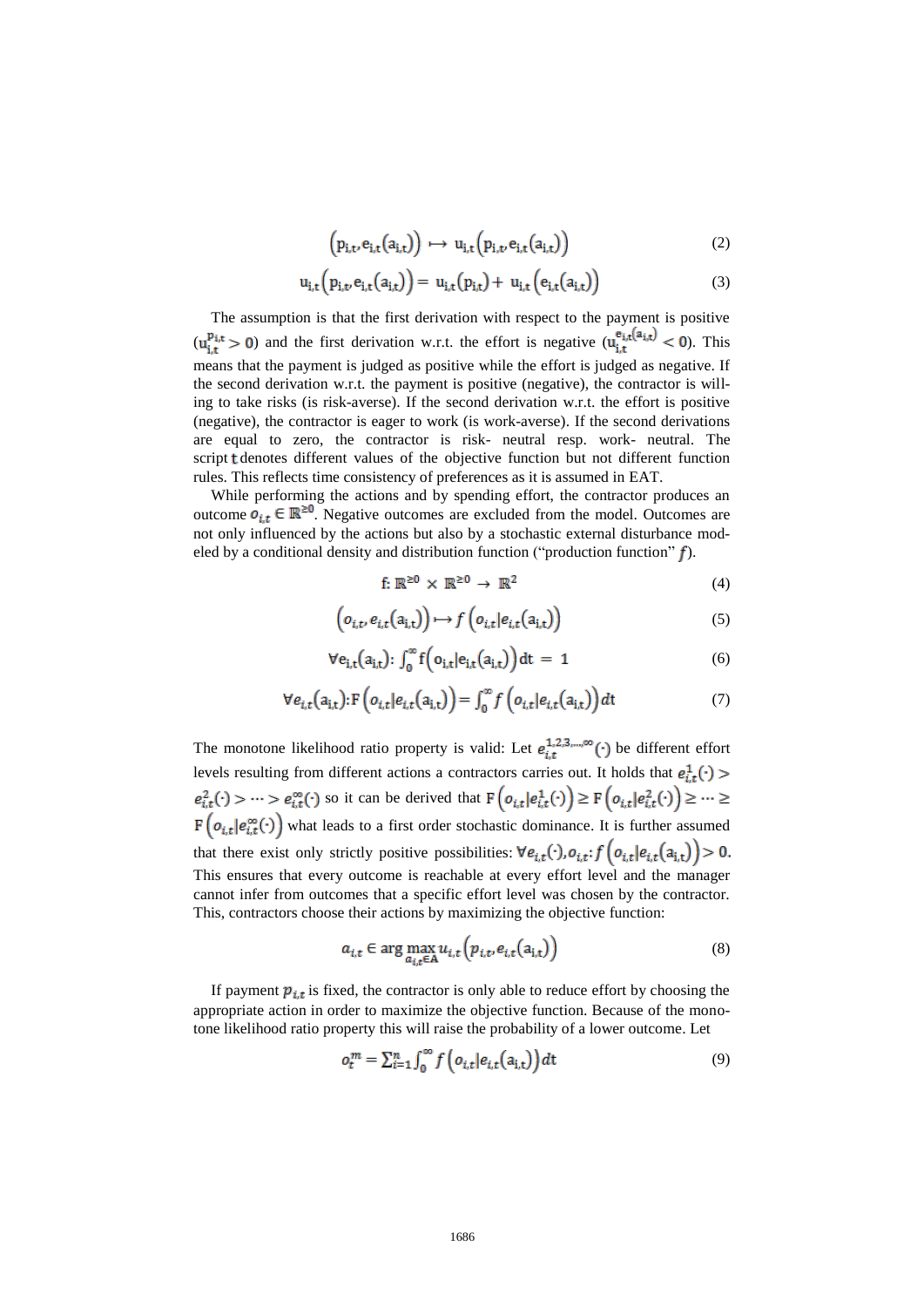$$\left(p_{i,t}, e_{i,t}(a_{i,t})\right) \mapsto u_{i,t}\left(p_{i,t}, e_{i,t}(a_{i,t})\right) \tag{2}$$

$$u_{i,t}\left(p_{i,t}, e_{i,t}(a_{i,t})\right) = u_{i,t}(p_{i,t}) + u_{i,t}\left(e_{i,t}(a_{i,t})\right) \tag{3}$$

The assumption is that the first derivation with respect to the payment is positive ($u_{i,t}^{p_{i,t}} > 0$) and the first derivation w.r.t. the effort is negative ($u_{i,t}^{e_{i,t}(a_{i,t})} < 0$). This means that the payment is judged as positive while the effort is judged as negative. If the second derivation w.r.t. the payment is positive (negative), the contractor is willing to take risks (is risk-averse). If the second derivation w.r.t. the effort is positive (negative), the contractor is eager to work (is work-averse). If the second derivations are equal to zero, the contractor is risk- neutral resp. work- neutral. The script $t$ denotes different values of the objective function but not different function rules. This reflects time consistency of preferences as it is assumed in EAT.

While performing the actions and by spending effort, the contractor produces an outcome $o_{i,t} \in \mathbb{R}^{\geq 0}$. Negative outcomes are excluded from the model. Outcomes are not only influenced by the actions but also by a stochastic external disturbance modeled by a conditional density and distribution function ("production function" $f$).

$$f\colon \mathbb{R}^{\geq 0} \times \mathbb{R}^{\geq 0} \rightarrow \mathbb{R}^{2} \tag{4}$$

$$\left(o_{i,t}, e_{i,t}(a_{i,t})\right) \mapsto f\left(o_{i,t} | e_{i,t}(a_{i,t})\right) \tag{5}$$

$$\forall e_{i,t}(a_{i,t}) \colon \int_0^\infty f\left(o_{i,t} | e_{i,t}(a_{i,t})\right) dt = 1 \tag{6}$$

$$\forall e_{i,t}(a_{i,t}) \colon F\left(o_{i,t} | e_{i,t}(a_{i,t})\right) = \int_0^\infty f\left(o_{i,t} | e_{i,t}(a_{i,t})\right) dt \tag{7}$$

The monotone likelihood ratio property is valid: Let $e_{i,t}^{1,2,3,\dots,\infty}(\cdot)$ be different effort levels resulting from different actions a contractors carries out. It holds that $e_{i,t}^{1}(\cdot) > e_{i,t}^{2}(\cdot) > \dots > e_{i,t}^{\infty}(\cdot)$ so it can be derived that $F\left(o_{i,t} | e_{i,t}^{1}(\cdot)\right) \geq F\left(o_{i,t} | e_{i,t}^{2}(\cdot)\right) \geq \dots \geq F\left(o_{i,t} | e_{i,t}^{\infty}(\cdot)\right)$ what leads to a first order stochastic dominance. It is further assumed that there exist only strictly positive possibilities: $\forall e_{i,t}(\cdot), o_{i,t} \colon f\left(o_{i,t} | e_{i,t}(a_{i,t})\right) > 0$. This ensures that every outcome is reachable at every effort level and the manager cannot infer from outcomes that a specific effort level was chosen by the contractor. This, contractors choose their actions by maximizing the objective function:

$$a_{i,t} \in \arg \max_{a_{i,t} \in A} u_{i,t}\left(p_{i,t}, e_{i,t}(a_{i,t})\right) \tag{8}$$

If payment $p_{i,t}$ is fixed, the contractor is only able to reduce effort by choosing the appropriate action in order to maximize the objective function. Because of the monotone likelihood ratio property this will raise the probability of a lower outcome. Let

$$o_t^m = \sum_{i=1}^{n} \int_0^\infty f\left(o_{i,t} | e_{i,t}(a_{i,t})\right) dt \tag{9}$$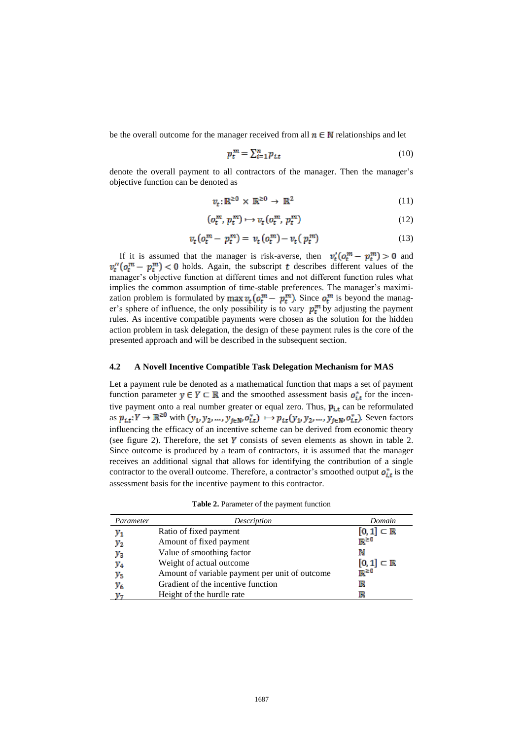be the overall outcome for the manager received from all $n \in \mathbb{N}$ relationships and let

$$p_t^m = \sum_{i=1}^{n} p_{i,t} \tag{10}$$

denote the overall payment to all contractors of the manager. Then the manager's objective function can be denoted as

$$v_t: \mathbb{R}^{\geq 0} \times \mathbb{R}^{\geq 0} \rightarrow \mathbb{R}^2 \tag{11}$$

$$(o_t^m, p_t^m) \mapsto v_t(o_t^m, p_t^m) \tag{12}$$

$$v_t(o_t^m - p_t^m) = v_t(o_t^m) - v_t(p_t^m) \tag{13}$$

If it is assumed that the manager is risk-averse, then $v_t'(o_t^m - p_t^m) > 0$ and $v_t''(o_t^m - p_t^m) < 0$ holds. Again, the subscript $t$ describes different values of the manager's objective function at different times and not different function rules what implies the common assumption of time-stable preferences. The manager's maximization problem is formulated by $\max v_t(o_t^m - p_t^m)$. Since $o_t^m$ is beyond the manager's sphere of influence, the only possibility is to vary $p_t^m$ by adjusting the payment rules. As incentive compatible payments were chosen as the solution for the hidden action problem in task delegation, the design of these payment rules is the core of the presented approach and will be described in the subsequent section.

### 4.2 A Novell Incentive Compatible Task Delegation Mechanism for MAS

Let a payment rule be denoted as a mathematical function that maps a set of payment function parameter $y \in Y \subset \mathbb{R}$ and the smoothed assessment basis $o_{i,t}^*$ for the incentive payment onto a real number greater or equal zero. Thus, $p_{i,t}$ can be reformulated as $p_{i,t}: Y \rightarrow \mathbb{R}^{\geq 0}$ with $(y_1, y_2, \dots, y_{j \in \mathbb{N}}, o_{i,t}^*) \mapsto p_{i,t}(y_1, y_2, \dots, y_{j \in \mathbb{N}}, o_{i,t}^*)$. Seven factors influencing the efficacy of an incentive scheme can be derived from economic theory (see figure 2). Therefore, the set $Y$ consists of seven elements as shown in table 2. Since outcome is produced by a team of contractors, it is assumed that the manager receives an additional signal that allows for identifying the contribution of a single contractor to the overall outcome. Therefore, a contractor's smoothed output $o_{i,t}^*$ is the assessment basis for the incentive payment to this contractor.

**Table 2.** Parameter of the payment function

| *Parameter* | *Description* | *Domain* |
|---|---|---|
| $y_1$ | Ratio of fixed payment | $[0,1] \subset \mathbb{R}$ |
| $y_2$ | Amount of fixed payment | $\mathbb{R}^{\geq 0}$ |
| $y_3$ | Value of smoothing factor | $\mathbb{N}$ |
| $y_4$ | Weight of actual outcome | $[0,1] \subset \mathbb{R}$ |
| $y_5$ | Amount of variable payment per unit of outcome | $\mathbb{R}^{\geq 0}$ |
| $y_6$ | Gradient of the incentive function | $\mathbb{R}$ |
| $y_7$ | Height of the hurdle rate | $\mathbb{R}$ |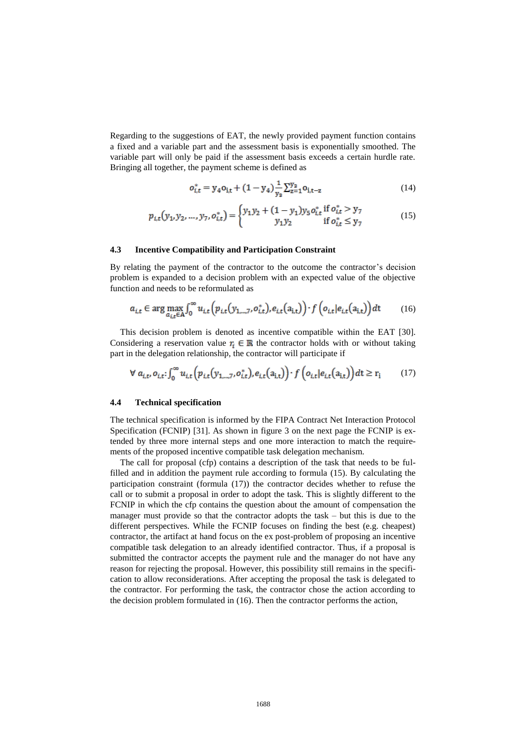Regarding to the suggestions of EAT, the newly provided payment function contains a fixed and a variable part and the assessment basis is exponentially smoothed. The variable part will only be paid if the assessment basis exceeds a certain hurdle rate. Bringing all together, the payment scheme is defined as

$$o_{i,t}^{*} = y_4 o_{i,t} + (1 - y_4)\frac{1}{y_3}\sum_{z=1}^{y_3} o_{i,t-z} \tag{14}$$

$$p_{i,t}(y_1, y_2, \ldots, y_7, o_{i,t}^{*}) = \begin{cases} y_1 y_2 + (1 - y_1) y_5 o_{i,t}^{*} & \text{if } o_{i,t}^{*} > y_7 \\ y_1 y_2 & \text{if } o_{i,t}^{*} \leq y_7 \end{cases} \tag{15}$$

### 4.3 Incentive Compatibility and Participation Constraint

By relating the payment of the contractor to the outcome the contractor's decision problem is expanded to a decision problem with an expected value of the objective function and needs to be reformulated as

$$a_{i,t} \in \arg\max_{a_{i,t} \in A} \int_0^{\infty} u_{i,t}\left(p_{i,t}(y_{1,\ldots,7}, o_{i,t}^{*}), e_{i,t}(a_{i,t})\right) \cdot f\left(o_{i,t} | e_{i,t}(a_{i,t})\right) dt \tag{16}$$

This decision problem is denoted as incentive compatible within the EAT [30]. Considering a reservation value $r_i \in \mathbb{R}$ the contractor holds with or without taking part in the delegation relationship, the contractor will participate if

$$\forall\, a_{i,t}, o_{i,t}\colon \int_0^{\infty} u_{i,t}\left(p_{i,t}(y_{1,\ldots,7}, o_{i,t}^{*}), e_{i,t}(a_{i,t})\right) \cdot f\left(o_{i,t} | e_{i,t}(a_{i,t})\right) dt \geq r_i \tag{17}$$

### 4.4 Technical specification

The technical specification is informed by the FIPA Contract Net Interaction Protocol Specification (FCNIP) [31]. As shown in figure 3 on the next page the FCNIP is extended by three more internal steps and one more interaction to match the requirements of the proposed incentive compatible task delegation mechanism.

The call for proposal (cfp) contains a description of the task that needs to be fulfilled and in addition the payment rule according to formula (15). By calculating the participation constraint (formula (17)) the contractor decides whether to refuse the call or to submit a proposal in order to adopt the task. This is slightly different to the FCNIP in which the cfp contains the question about the amount of compensation the manager must provide so that the contractor adopts the task – but this is due to the different perspectives. While the FCNIP focuses on finding the best (e.g. cheapest) contractor, the artifact at hand focus on the ex post-problem of proposing an incentive compatible task delegation to an already identified contractor. Thus, if a proposal is submitted the contractor accepts the payment rule and the manager do not have any reason for rejecting the proposal. However, this possibility still remains in the specification to allow reconsiderations. After accepting the proposal the task is delegated to the contractor. For performing the task, the contractor chose the action according to the decision problem formulated in (16). Then the contractor performs the action,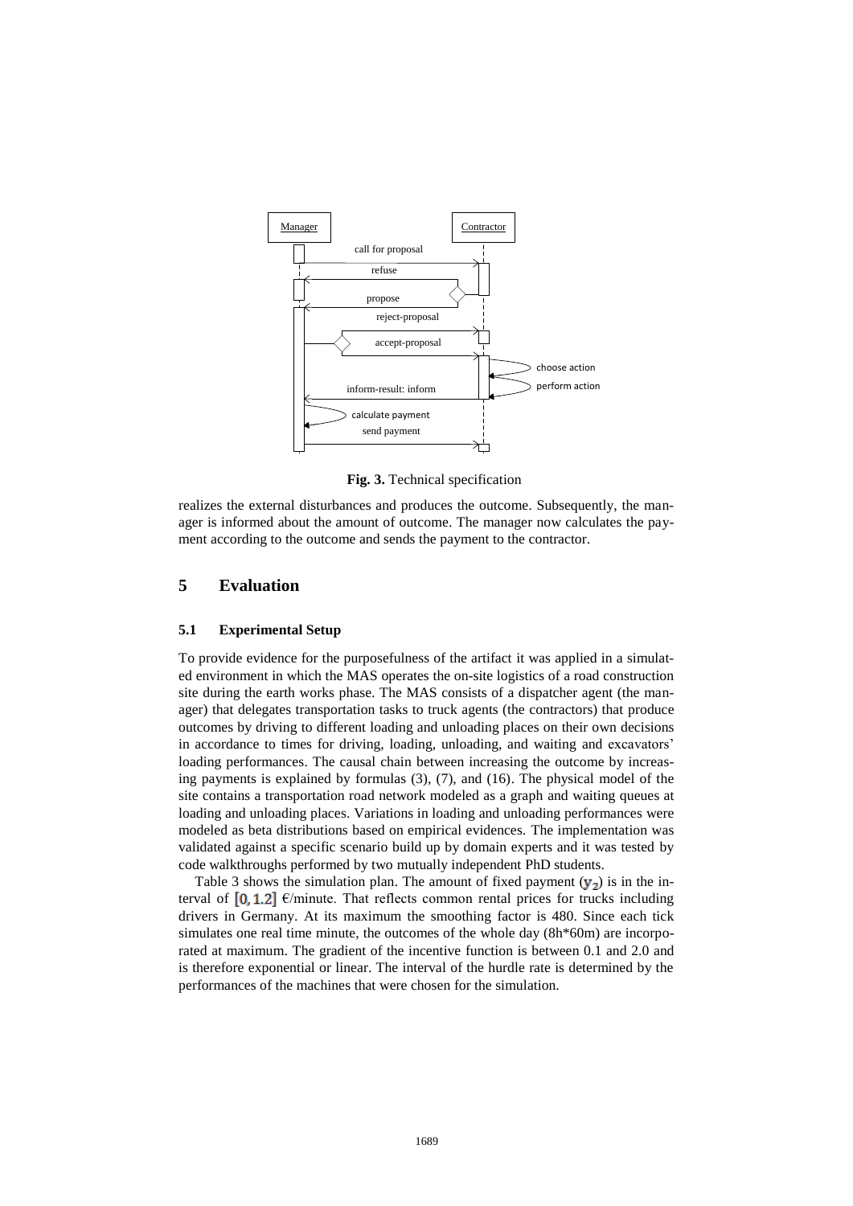Manager | Contractor

call for proposal
refuse
propose
reject-proposal
accept-proposal
choose action
perform action
inform-result: inform
calculate payment
send payment

**Fig. 3.** Technical specification

realizes the external disturbances and produces the outcome. Subsequently, the manager is informed about the amount of outcome. The manager now calculates the payment according to the outcome and sends the payment to the contractor.

# 5 Evaluation

## 5.1 Experimental Setup

To provide evidence for the purposefulness of the artifact it was applied in a simulated environment in which the MAS operates the on-site logistics of a road construction site during the earth works phase. The MAS consists of a dispatcher agent (the manager) that delegates transportation tasks to truck agents (the contractors) that produce outcomes by driving to different loading and unloading places on their own decisions in accordance to times for driving, loading, unloading, and waiting and excavators' loading performances. The causal chain between increasing the outcome by increasing payments is explained by formulas (3), (7), and (16). The physical model of the site contains a transportation road network modeled as a graph and waiting queues at loading and unloading places. Variations in loading and unloading performances were modeled as beta distributions based on empirical evidences. The implementation was validated against a specific scenario build up by domain experts and it was tested by code walkthroughs performed by two mutually independent PhD students.

Table 3 shows the simulation plan. The amount of fixed payment ($y_2$) is in the interval of $[0, 1.2]$ €/minute. That reflects common rental prices for trucks including drivers in Germany. At its maximum the smoothing factor is 480. Since each tick simulates one real time minute, the outcomes of the whole day (8h*60m) are incorporated at maximum. The gradient of the incentive function is between 0.1 and 2.0 and is therefore exponential or linear. The interval of the hurdle rate is determined by the performances of the machines that were chosen for the simulation.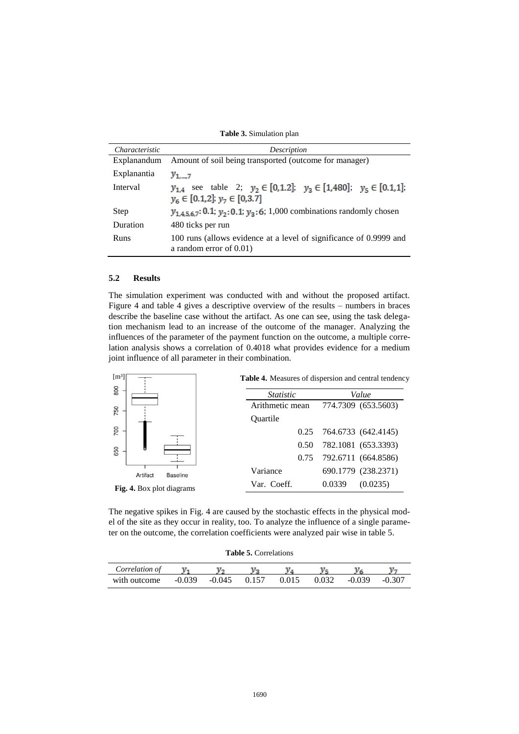**Table 3.** Simulation plan

| *Characteristic* | *Description* |
|---|---|
| Explanandum | Amount of soil being transported (outcome for manager) |
| Explanantia | $y_{1,...,7}$ |
| Interval | $y_{1,4}$ see table 2; $y_2 \in [0,1.2]$; $y_3 \in [1,480]$; $y_5 \in [0.1,1]$; $y_6 \in [0.1,2]$; $y_7 \in [0,3.7]$ |
| Step | $y_{1,4,5,6,7}$: 0.1; $y_2$: 0.1; $y_3$: 6; 1,000 combinations randomly chosen |
| Duration | 480 ticks per run |
| Runs | 100 runs (allows evidence at a level of significance of 0.9999 and a random error of 0.01) |

### 5.2 Results

The simulation experiment was conducted with and without the proposed artifact. Figure 4 and table 4 gives a descriptive overview of the results – numbers in braces describe the baseline case without the artifact. As one can see, using the task delegation mechanism lead to an increase of the outcome of the manager. Analyzing the influences of the parameter of the payment function on the outcome, a multiple correlation analysis shows a correlation of 0.4018 what provides evidence for a medium joint influence of all parameter in their combination.

**Fig. 4.** Box plot diagrams

**Table 4.** Measures of dispersion and central tendency

| *Statistic* | | *Value* |
|---|---|---|
| Arithmetic mean | | 774.7309 (653.5603) |
| Quartile | | |
| | 0.25 | 764.6733 (642.4145) |
| | 0.50 | 782.1081 (653.3393) |
| | 0.75 | 792.6711 (664.8586) |
| Variance | | 690.1779 (238.2371) |
| Var. Coeff. | | 0.0339 (0.0235) |

The negative spikes in Fig. 4 are caused by the stochastic effects in the physical model of the site as they occur in reality, too. To analyze the influence of a single parameter on the outcome, the correlation coefficients were analyzed pair wise in table 5.

**Table 5.** Correlations

| *Correlation of* | $y_1$ | $y_2$ | $y_3$ | $y_4$ | $y_5$ | $y_6$ | $y_7$ |
|---|---|---|---|---|---|---|---|
| with outcome | -0.039 | -0.045 | 0.157 | 0.015 | 0.032 | -0.039 | -0.307 |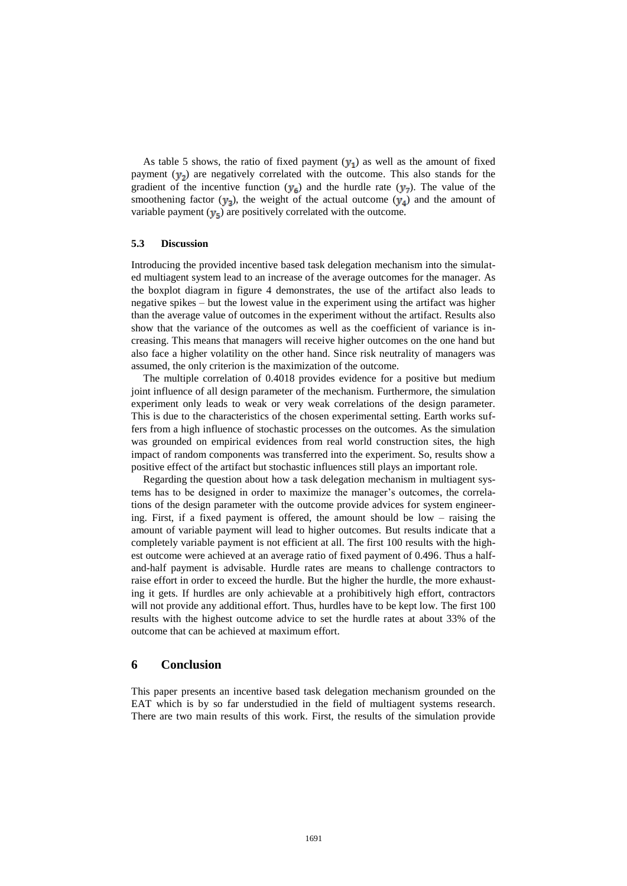As table 5 shows, the ratio of fixed payment ($y_1$) as well as the amount of fixed payment ($y_2$) are negatively correlated with the outcome. This also stands for the gradient of the incentive function ($y_6$) and the hurdle rate ($y_7$). The value of the smoothening factor ($y_3$), the weight of the actual outcome ($y_4$) and the amount of variable payment ($y_5$) are positively correlated with the outcome.

### 5.3 Discussion

Introducing the provided incentive based task delegation mechanism into the simulated multiagent system lead to an increase of the average outcomes for the manager. As the boxplot diagram in figure 4 demonstrates, the use of the artifact also leads to negative spikes – but the lowest value in the experiment using the artifact was higher than the average value of outcomes in the experiment without the artifact. Results also show that the variance of the outcomes as well as the coefficient of variance is increasing. This means that managers will receive higher outcomes on the one hand but also face a higher volatility on the other hand. Since risk neutrality of managers was assumed, the only criterion is the maximization of the outcome.

The multiple correlation of 0.4018 provides evidence for a positive but medium joint influence of all design parameter of the mechanism. Furthermore, the simulation experiment only leads to weak or very weak correlations of the design parameter. This is due to the characteristics of the chosen experimental setting. Earth works suffers from a high influence of stochastic processes on the outcomes. As the simulation was grounded on empirical evidences from real world construction sites, the high impact of random components was transferred into the experiment. So, results show a positive effect of the artifact but stochastic influences still plays an important role.

Regarding the question about how a task delegation mechanism in multiagent systems has to be designed in order to maximize the manager's outcomes, the correlations of the design parameter with the outcome provide advices for system engineering. First, if a fixed payment is offered, the amount should be low – raising the amount of variable payment will lead to higher outcomes. But results indicate that a completely variable payment is not efficient at all. The first 100 results with the highest outcome were achieved at an average ratio of fixed payment of 0.496. Thus a half-and-half payment is advisable. Hurdle rates are means to challenge contractors to raise effort in order to exceed the hurdle. But the higher the hurdle, the more exhausting it gets. If hurdles are only achievable at a prohibitively high effort, contractors will not provide any additional effort. Thus, hurdles have to be kept low. The first 100 results with the highest outcome advice to set the hurdle rates at about 33% of the outcome that can be achieved at maximum effort.

## 6 Conclusion

This paper presents an incentive based task delegation mechanism grounded on the EAT which is by so far understudied in the field of multiagent systems research. There are two main results of this work. First, the results of the simulation provide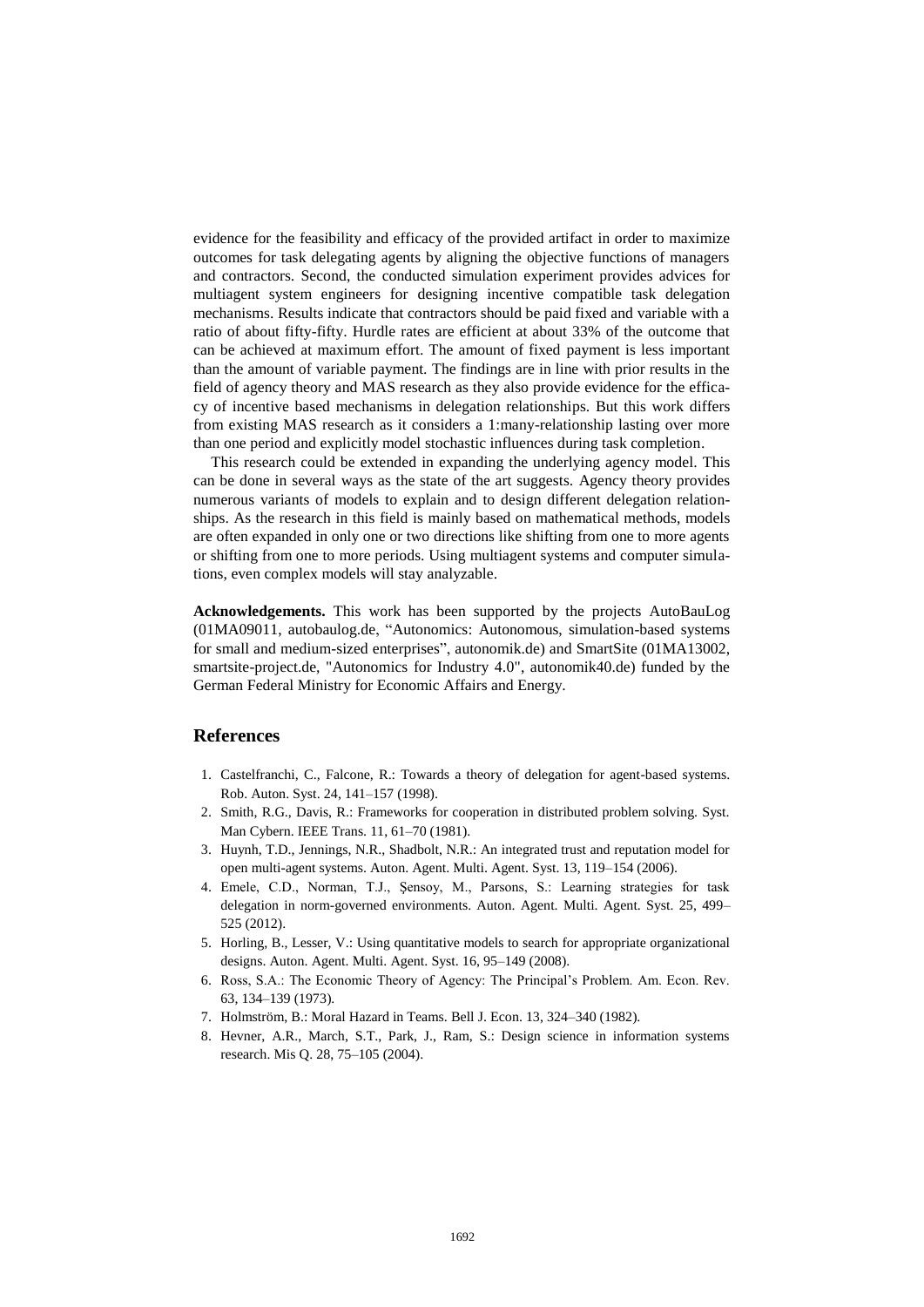evidence for the feasibility and efficacy of the provided artifact in order to maximize outcomes for task delegating agents by aligning the objective functions of managers and contractors. Second, the conducted simulation experiment provides advices for multiagent system engineers for designing incentive compatible task delegation mechanisms. Results indicate that contractors should be paid fixed and variable with a ratio of about fifty-fifty. Hurdle rates are efficient at about 33% of the outcome that can be achieved at maximum effort. The amount of fixed payment is less important than the amount of variable payment. The findings are in line with prior results in the field of agency theory and MAS research as they also provide evidence for the efficacy of incentive based mechanisms in delegation relationships. But this work differs from existing MAS research as it considers a 1:many-relationship lasting over more than one period and explicitly model stochastic influences during task completion.

This research could be extended in expanding the underlying agency model. This can be done in several ways as the state of the art suggests. Agency theory provides numerous variants of models to explain and to design different delegation relationships. As the research in this field is mainly based on mathematical methods, models are often expanded in only one or two directions like shifting from one to more agents or shifting from one to more periods. Using multiagent systems and computer simulations, even complex models will stay analyzable.

**Acknowledgements.** This work has been supported by the projects AutoBauLog (01MA09011, autobaulog.de, "Autonomics: Autonomous, simulation-based systems for small and medium-sized enterprises", autonomik.de) and SmartSite (01MA13002, smartsite-project.de, "Autonomics for Industry 4.0", autonomik40.de) funded by the German Federal Ministry for Economic Affairs and Energy.

## References

1. Castelfranchi, C., Falcone, R.: Towards a theory of delegation for agent-based systems. Rob. Auton. Syst. 24, 141–157 (1998).
2. Smith, R.G., Davis, R.: Frameworks for cooperation in distributed problem solving. Syst. Man Cybern. IEEE Trans. 11, 61–70 (1981).
3. Huynh, T.D., Jennings, N.R., Shadbolt, N.R.: An integrated trust and reputation model for open multi-agent systems. Auton. Agent. Multi. Agent. Syst. 13, 119–154 (2006).
4. Emele, C.D., Norman, T.J., Şensoy, M., Parsons, S.: Learning strategies for task delegation in norm-governed environments. Auton. Agent. Multi. Agent. Syst. 25, 499–525 (2012).
5. Horling, B., Lesser, V.: Using quantitative models to search for appropriate organizational designs. Auton. Agent. Multi. Agent. Syst. 16, 95–149 (2008).
6. Ross, S.A.: The Economic Theory of Agency: The Principal's Problem. Am. Econ. Rev. 63, 134–139 (1973).
7. Holmström, B.: Moral Hazard in Teams. Bell J. Econ. 13, 324–340 (1982).
8. Hevner, A.R., March, S.T., Park, J., Ram, S.: Design science in information systems research. Mis Q. 28, 75–105 (2004).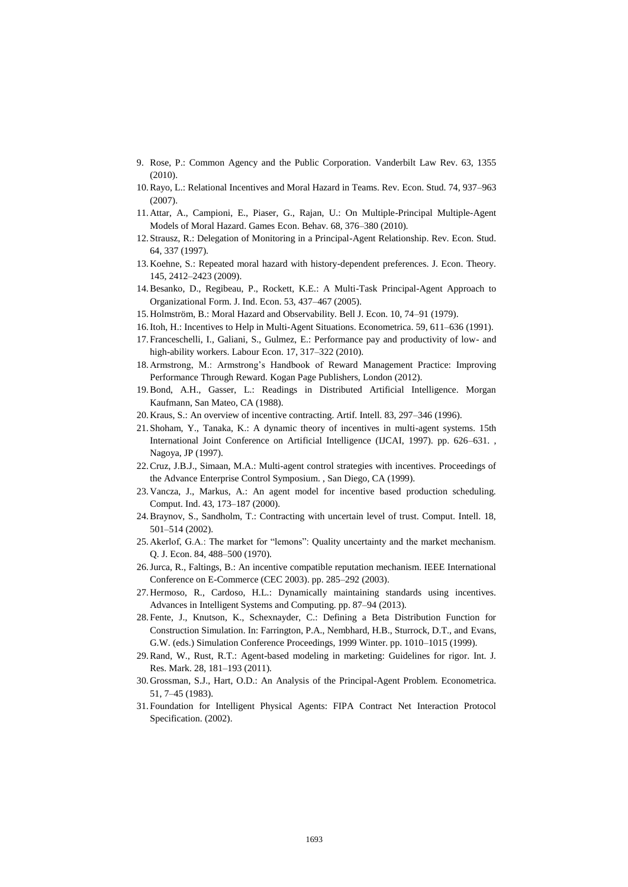9. Rose, P.: Common Agency and the Public Corporation. Vanderbilt Law Rev. 63, 1355 (2010).
10. Rayo, L.: Relational Incentives and Moral Hazard in Teams. Rev. Econ. Stud. 74, 937–963 (2007).
11. Attar, A., Campioni, E., Piaser, G., Rajan, U.: On Multiple-Principal Multiple-Agent Models of Moral Hazard. Games Econ. Behav. 68, 376–380 (2010).
12. Strausz, R.: Delegation of Monitoring in a Principal-Agent Relationship. Rev. Econ. Stud. 64, 337 (1997).
13. Koehne, S.: Repeated moral hazard with history-dependent preferences. J. Econ. Theory. 145, 2412–2423 (2009).
14. Besanko, D., Regibeau, P., Rockett, K.E.: A Multi-Task Principal-Agent Approach to Organizational Form. J. Ind. Econ. 53, 437–467 (2005).
15. Holmström, B.: Moral Hazard and Observability. Bell J. Econ. 10, 74–91 (1979).
16. Itoh, H.: Incentives to Help in Multi-Agent Situations. Econometrica. 59, 611–636 (1991).
17. Franceschelli, I., Galiani, S., Gulmez, E.: Performance pay and productivity of low- and high-ability workers. Labour Econ. 17, 317–322 (2010).
18. Armstrong, M.: Armstrong's Handbook of Reward Management Practice: Improving Performance Through Reward. Kogan Page Publishers, London (2012).
19. Bond, A.H., Gasser, L.: Readings in Distributed Artificial Intelligence. Morgan Kaufmann, San Mateo, CA (1988).
20. Kraus, S.: An overview of incentive contracting. Artif. Intell. 83, 297–346 (1996).
21. Shoham, Y., Tanaka, K.: A dynamic theory of incentives in multi-agent systems. 15th International Joint Conference on Artificial Intelligence (IJCAI, 1997). pp. 626–631. , Nagoya, JP (1997).
22. Cruz, J.B.J., Simaan, M.A.: Multi-agent control strategies with incentives. Proceedings of the Advance Enterprise Control Symposium. , San Diego, CA (1999).
23. Vancza, J., Markus, A.: An agent model for incentive based production scheduling. Comput. Ind. 43, 173–187 (2000).
24. Braynov, S., Sandholm, T.: Contracting with uncertain level of trust. Comput. Intell. 18, 501–514 (2002).
25. Akerlof, G.A.: The market for "lemons": Quality uncertainty and the market mechanism. Q. J. Econ. 84, 488–500 (1970).
26. Jurca, R., Faltings, B.: An incentive compatible reputation mechanism. IEEE International Conference on E-Commerce (CEC 2003). pp. 285–292 (2003).
27. Hermoso, R., Cardoso, H.L.: Dynamically maintaining standards using incentives. Advances in Intelligent Systems and Computing. pp. 87–94 (2013).
28. Fente, J., Knutson, K., Schexnayder, C.: Defining a Beta Distribution Function for Construction Simulation. In: Farrington, P.A., Nembhard, H.B., Sturrock, D.T., and Evans, G.W. (eds.) Simulation Conference Proceedings, 1999 Winter. pp. 1010–1015 (1999).
29. Rand, W., Rust, R.T.: Agent-based modeling in marketing: Guidelines for rigor. Int. J. Res. Mark. 28, 181–193 (2011).
30. Grossman, S.J., Hart, O.D.: An Analysis of the Principal-Agent Problem. Econometrica. 51, 7–45 (1983).
31. Foundation for Intelligent Physical Agents: FIPA Contract Net Interaction Protocol Specification. (2002).